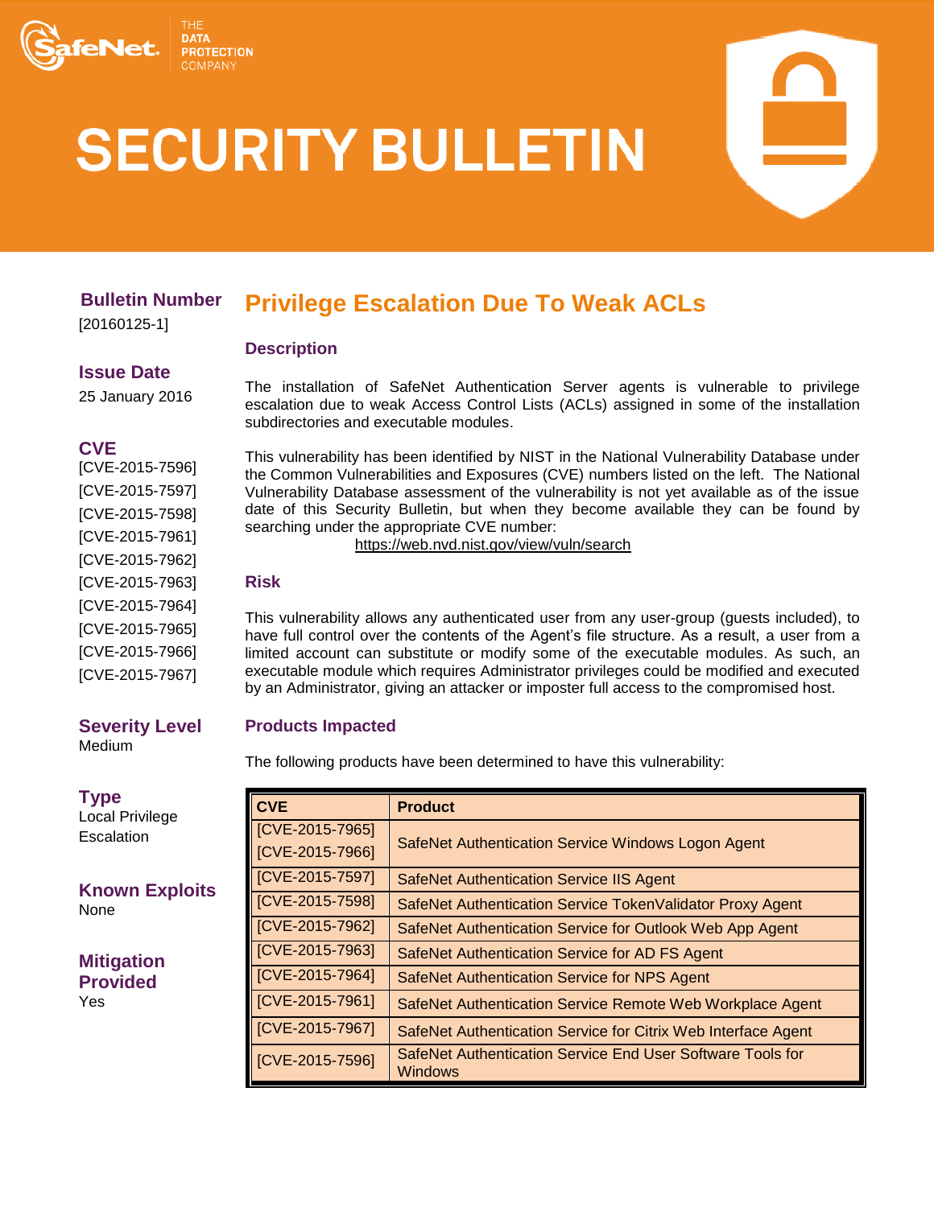SafeNet. THE DATA PROTECTION COMPANY

# SECURITY BULLETIN

**Bulletin Number**
[20160125-1]

**Issue Date**
25 January 2016

**CVE**
[CVE-2015-7596]
[CVE-2015-7597]
[CVE-2015-7598]
[CVE-2015-7961]
[CVE-2015-7962]
[CVE-2015-7963]
[CVE-2015-7964]
[CVE-2015-7965]
[CVE-2015-7966]
[CVE-2015-7967]

**Severity Level**
Medium

**Type**
Local Privilege Escalation

**Known Exploits**
None

**Mitigation Provided**
Yes

## Privilege Escalation Due To Weak ACLs

### Description

The installation of SafeNet Authentication Server agents is vulnerable to privilege escalation due to weak Access Control Lists (ACLs) assigned in some of the installation subdirectories and executable modules.

This vulnerability has been identified by NIST in the National Vulnerability Database under the Common Vulnerabilities and Exposures (CVE) numbers listed on the left. The National Vulnerability Database assessment of the vulnerability is not yet available as of the issue date of this Security Bulletin, but when they become available they can be found by searching under the appropriate CVE number:
https://web.nvd.nist.gov/view/vuln/search

### Risk

This vulnerability allows any authenticated user from any user-group (guests included), to have full control over the contents of the Agent's file structure. As a result, a user from a limited account can substitute or modify some of the executable modules. As such, an executable module which requires Administrator privileges could be modified and executed by an Administrator, giving an attacker or imposter full access to the compromised host.

### Products Impacted

The following products have been determined to have this vulnerability:

| CVE | Product |
|---|---|
| [CVE-2015-7965] [CVE-2015-7966] | SafeNet Authentication Service Windows Logon Agent |
| [CVE-2015-7597] | SafeNet Authentication Service IIS Agent |
| [CVE-2015-7598] | SafeNet Authentication Service TokenValidator Proxy Agent |
| [CVE-2015-7962] | SafeNet Authentication Service for Outlook Web App Agent |
| [CVE-2015-7963] | SafeNet Authentication Service for AD FS Agent |
| [CVE-2015-7964] | SafeNet Authentication Service for NPS Agent |
| [CVE-2015-7961] | SafeNet Authentication Service Remote Web Workplace Agent |
| [CVE-2015-7967] | SafeNet Authentication Service for Citrix Web Interface Agent |
| [CVE-2015-7596] | SafeNet Authentication Service End User Software Tools for Windows |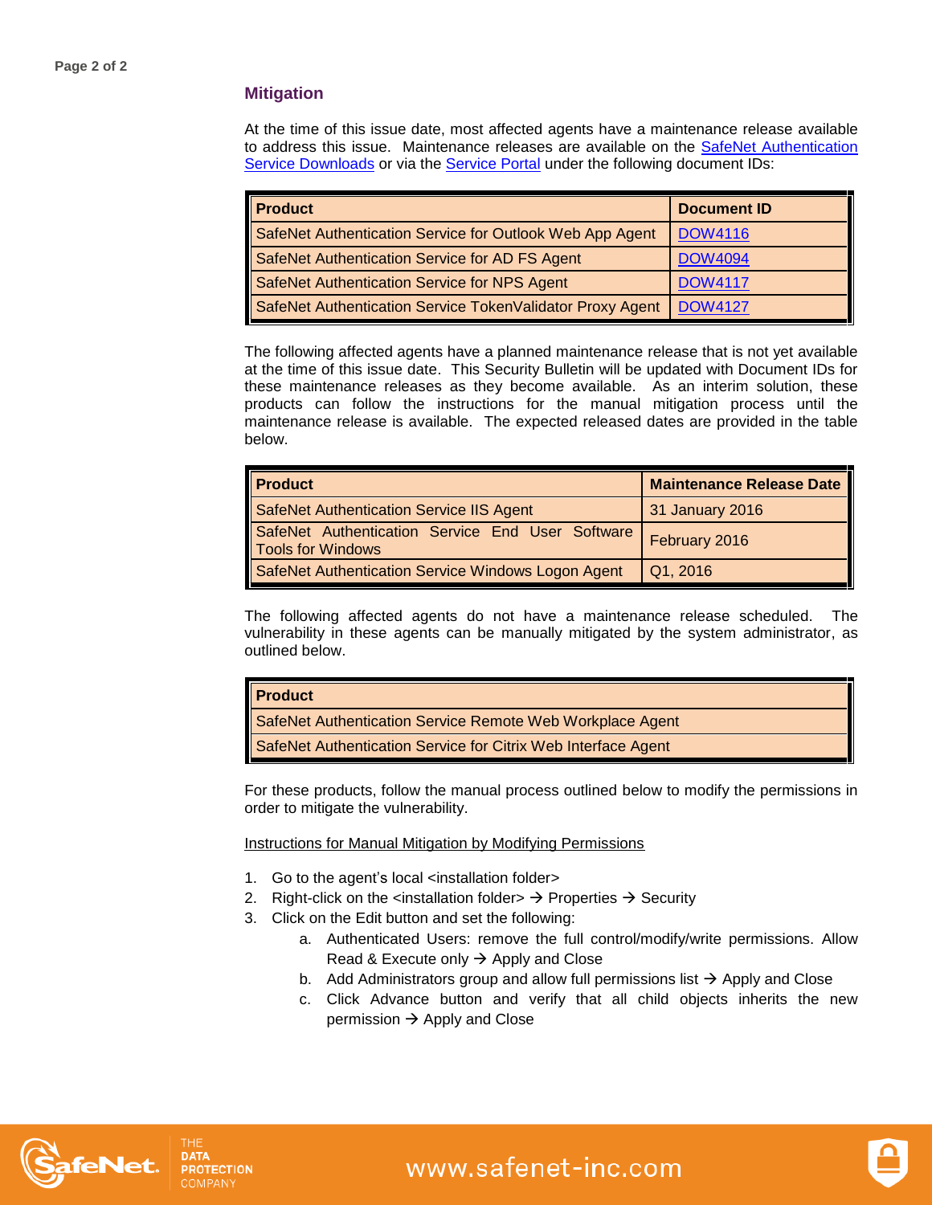## Mitigation

At the time of this issue date, most affected agents have a maintenance release available to address this issue. Maintenance releases are available on the SafeNet Authentication Service Downloads or via the Service Portal under the following document IDs:

| Product | Document ID |
|---|---|
| SafeNet Authentication Service for Outlook Web App Agent | DOW4116 |
| SafeNet Authentication Service for AD FS Agent | DOW4094 |
| SafeNet Authentication Service for NPS Agent | DOW4117 |
| SafeNet Authentication Service TokenValidator Proxy Agent | DOW4127 |

The following affected agents have a planned maintenance release that is not yet available at the time of this issue date. This Security Bulletin will be updated with Document IDs for these maintenance releases as they become available. As an interim solution, these products can follow the instructions for the manual mitigation process until the maintenance release is available. The expected released dates are provided in the table below.

| Product | Maintenance Release Date |
|---|---|
| SafeNet Authentication Service IIS Agent | 31 January 2016 |
| SafeNet Authentication Service End User Software Tools for Windows | February 2016 |
| SafeNet Authentication Service Windows Logon Agent | Q1, 2016 |

The following affected agents do not have a maintenance release scheduled. The vulnerability in these agents can be manually mitigated by the system administrator, as outlined below.

| Product |
|---|
| SafeNet Authentication Service Remote Web Workplace Agent |
| SafeNet Authentication Service for Citrix Web Interface Agent |

For these products, follow the manual process outlined below to modify the permissions in order to mitigate the vulnerability.

Instructions for Manual Mitigation by Modifying Permissions

1. Go to the agent's local <installation folder>
2. Right-click on the <installation folder> → Properties → Security
3. Click on the Edit button and set the following:
   a. Authenticated Users: remove the full control/modify/write permissions. Allow Read & Execute only → Apply and Close
   b. Add Administrators group and allow full permissions list → Apply and Close
   c. Click Advance button and verify that all child objects inherits the new permission → Apply and Close